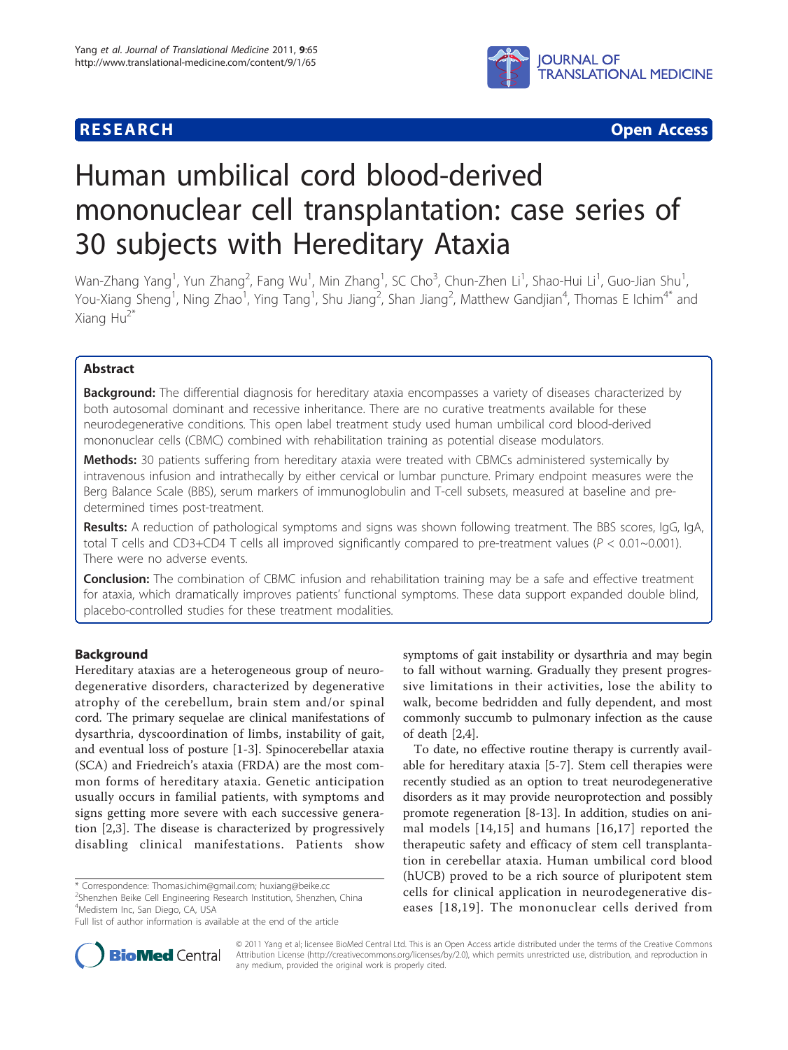**RESEARCH** **Open Access**

# Human umbilical cord blood-derived mononuclear cell transplantation: case series of 30 subjects with Hereditary Ataxia

Wan-Zhang Yang[1], Yun Zhang[2], Fang Wu[1], Min Zhang[1], SC Cho[3], Chun-Zhen Li[1], Shao-Hui Li[1], Guo-Jian Shu[1], You-Xiang Sheng[1], Ning Zhao[1], Ying Tang[1], Shu Jiang[2], Shan Jiang[2], Matthew Gandjian[4], Thomas E Ichim[4*] and Xiang Hu[2*]

## Abstract

**Background:** The differential diagnosis for hereditary ataxia encompasses a variety of diseases characterized by both autosomal dominant and recessive inheritance. There are no curative treatments available for these neurodegenerative conditions. This open label treatment study used human umbilical cord blood-derived mononuclear cells (CBMC) combined with rehabilitation training as potential disease modulators.

**Methods:** 30 patients suffering from hereditary ataxia were treated with CBMCs administered systemically by intravenous infusion and intrathecally by either cervical or lumbar puncture. Primary endpoint measures were the Berg Balance Scale (BBS), serum markers of immunoglobulin and T-cell subsets, measured at baseline and pre-determined times post-treatment.

**Results:** A reduction of pathological symptoms and signs was shown following treatment. The BBS scores, IgG, IgA, total T cells and CD3+CD4 T cells all improved significantly compared to pre-treatment values (*P* < 0.01~0.001). There were no adverse events.

**Conclusion:** The combination of CBMC infusion and rehabilitation training may be a safe and effective treatment for ataxia, which dramatically improves patients' functional symptoms. These data support expanded double blind, placebo-controlled studies for these treatment modalities.

## Background

Hereditary ataxias are a heterogeneous group of neurodegenerative disorders, characterized by degenerative atrophy of the cerebellum, brain stem and/or spinal cord. The primary sequelae are clinical manifestations of dysarthria, dyscoordination of limbs, instability of gait, and eventual loss of posture [1-3]. Spinocerebellar ataxia (SCA) and Friedreich's ataxia (FRDA) are the most common forms of hereditary ataxia. Genetic anticipation usually occurs in familial patients, with symptoms and signs getting more severe with each successive generation [2,3]. The disease is characterized by progressively disabling clinical manifestations. Patients show symptoms of gait instability or dysarthria and may begin to fall without warning. Gradually they present progressive limitations in their activities, lose the ability to walk, become bedridden and fully dependent, and most commonly succumb to pulmonary infection as the cause of death [2,4].

To date, no effective routine therapy is currently available for hereditary ataxia [5-7]. Stem cell therapies were recently studied as an option to treat neurodegenerative disorders as it may provide neuroprotection and possibly promote regeneration [8-13]. In addition, studies on animal models [14,15] and humans [16,17] reported the therapeutic safety and efficacy of stem cell transplantation in cerebellar ataxia. Human umbilical cord blood (hUCB) proved to be a rich source of pluripotent stem cells for clinical application in neurodegenerative diseases [18,19]. The mononuclear cells derived from

\* Correspondence: Thomas.ichim@gmail.com; huxiang@beike.cc
[2]Shenzhen Beike Cell Engineering Research Institution, Shenzhen, China
[4]Medistem Inc, San Diego, CA, USA
Full list of author information is available at the end of the article

© 2011 Yang et al; licensee BioMed Central Ltd. This is an Open Access article distributed under the terms of the Creative Commons Attribution License (http://creativecommons.org/licenses/by/2.0), which permits unrestricted use, distribution, and reproduction in any medium, provided the original work is properly cited.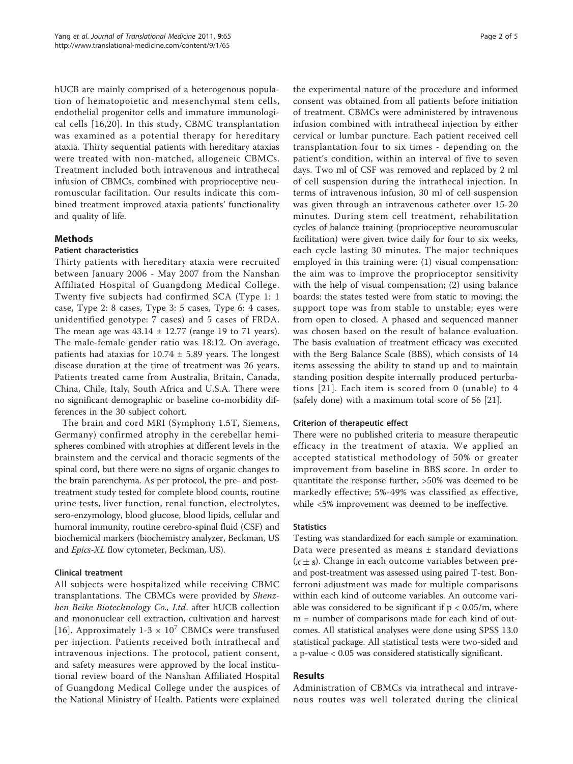hUCB are mainly comprised of a heterogenous population of hematopoietic and mesenchymal stem cells, endothelial progenitor cells and immature immunological cells [16,20]. In this study, CBMC transplantation was examined as a potential therapy for hereditary ataxia. Thirty sequential patients with hereditary ataxias were treated with non-matched, allogeneic CBMCs. Treatment included both intravenous and intrathecal infusion of CBMCs, combined with proprioceptive neuromuscular facilitation. Our results indicate this combined treatment improved ataxia patients' functionality and quality of life.

## Methods

### Patient characteristics

Thirty patients with hereditary ataxia were recruited between January 2006 - May 2007 from the Nanshan Affiliated Hospital of Guangdong Medical College. Twenty five subjects had confirmed SCA (Type 1: 1 case, Type 2: 8 cases, Type 3: 5 cases, Type 6: 4 cases, unidentified genotype: 7 cases) and 5 cases of FRDA. The mean age was $43.14 \pm 12.77$ (range 19 to 71 years). The male-female gender ratio was 18:12. On average, patients had ataxias for $10.74 \pm 5.89$ years. The longest disease duration at the time of treatment was 26 years. Patients treated came from Australia, Britain, Canada, China, Chile, Italy, South Africa and U.S.A. There were no significant demographic or baseline co-morbidity differences in the 30 subject cohort.

The brain and cord MRI (Symphony 1.5T, Siemens, Germany) confirmed atrophy in the cerebellar hemispheres combined with atrophies at different levels in the brainstem and the cervical and thoracic segments of the spinal cord, but there were no signs of organic changes to the brain parenchyma. As per protocol, the pre- and post-treatment study tested for complete blood counts, routine urine tests, liver function, renal function, electrolytes, sero-enzymology, blood glucose, blood lipids, cellular and humoral immunity, routine cerebro-spinal fluid (CSF) and biochemical markers (biochemistry analyzer, Beckman, US and *Epics-XL* flow cytometer, Beckman, US).

### Clinical treatment

All subjects were hospitalized while receiving CBMC transplantations. The CBMCs were provided by *Shenzhen Beike Biotechnology Co., Ltd*. after hUCB collection and mononuclear cell extraction, cultivation and harvest [16]. Approximately $1\text{-}3 \times 10^7$ CBMCs were transfused per injection. Patients received both intrathecal and intravenous injections. The protocol, patient consent, and safety measures were approved by the local institutional review board of the Nanshan Affiliated Hospital of Guangdong Medical College under the auspices of the National Ministry of Health. Patients were explained the experimental nature of the procedure and informed consent was obtained from all patients before initiation of treatment. CBMCs were administered by intravenous infusion combined with intrathecal injection by either cervical or lumbar puncture. Each patient received cell transplantation four to six times - depending on the patient's condition, within an interval of five to seven days. Two ml of CSF was removed and replaced by 2 ml of cell suspension during the intrathecal injection. In terms of intravenous infusion, 30 ml of cell suspension was given through an intravenous catheter over 15-20 minutes. During stem cell treatment, rehabilitation cycles of balance training (proprioceptive neuromuscular facilitation) were given twice daily for four to six weeks, each cycle lasting 30 minutes. The major techniques employed in this training were: (1) visual compensation: the aim was to improve the proprioceptor sensitivity with the help of visual compensation; (2) using balance boards: the states tested were from static to moving; the support tope was from stable to unstable; eyes were from open to closed. A phased and sequenced manner was chosen based on the result of balance evaluation. The basis evaluation of treatment efficacy was executed with the Berg Balance Scale (BBS), which consists of 14 items assessing the ability to stand up and to maintain standing position despite internally produced perturbations [21]. Each item is scored from 0 (unable) to 4 (safely done) with a maximum total score of 56 [21].

### Criterion of therapeutic effect

There were no published criteria to measure therapeutic efficacy in the treatment of ataxia. We applied an accepted statistical methodology of 50% or greater improvement from baseline in BBS score. In order to quantitate the response further, >50% was deemed to be markedly effective; 5%-49% was classified as effective, while <5% improvement was deemed to be ineffective.

### Statistics

Testing was standardized for each sample or examination. Data were presented as means ± standard deviations ($\bar{x} \pm s$). Change in each outcome variables between pre- and post-treatment was assessed using paired T-test. Bonferroni adjustment was made for multiple comparisons within each kind of outcome variables. An outcome variable was considered to be significant if $p < 0.05/m$, where m = number of comparisons made for each kind of outcomes. All statistical analyses were done using SPSS 13.0 statistical package. All statistical tests were two-sided and a p-value < 0.05 was considered statistically significant.

## Results

Administration of CBMCs via intrathecal and intravenous routes was well tolerated during the clinical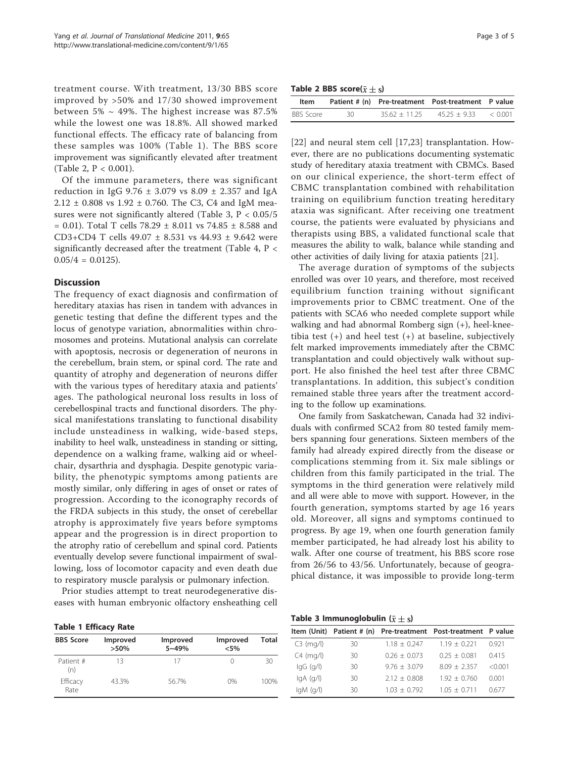treatment course. With treatment, 13/30 BBS score improved by >50% and 17/30 showed improvement between 5% ~ 49%. The highest increase was 87.5% while the lowest one was 18.8%. All showed marked functional effects. The efficacy rate of balancing from these samples was 100% (Table 1). The BBS score improvement was significantly elevated after treatment (Table 2, $P < 0.001$).

Of the immune parameters, there was significant reduction in IgG 9.76 ± 3.079 vs 8.09 ± 2.357 and IgA 2.12 ± 0.808 vs 1.92 ± 0.760. The C3, C4 and IgM measures were not significantly altered (Table 3, $P < 0.05/5 = 0.01$). Total T cells 78.29 ± 8.011 vs 74.85 ± 8.588 and CD3+CD4 T cells 49.07 ± 8.531 vs 44.93 ± 9.642 were significantly decreased after the treatment (Table 4, $P < 0.05/4 = 0.0125$).

## Discussion

The frequency of exact diagnosis and confirmation of hereditary ataxias has risen in tandem with advances in genetic testing that define the different types and the locus of genotype variation, abnormalities within chromosomes and proteins. Mutational analysis can correlate with apoptosis, necrosis or degeneration of neurons in the cerebellum, brain stem, or spinal cord. The rate and quantity of atrophy and degeneration of neurons differ with the various types of hereditary ataxia and patients' ages. The pathological neuronal loss results in loss of cerebellospinal tracts and functional disorders. The physical manifestations translating to functional disability include unsteadiness in walking, wide-based steps, inability to heel walk, unsteadiness in standing or sitting, dependence on a walking frame, walking aid or wheelchair, dysarthria and dysphagia. Despite genotypic variability, the phenotypic symptoms among patients are mostly similar, only differing in ages of onset or rates of progression. According to the iconography records of the FRDA subjects in this study, the onset of cerebellar atrophy is approximately five years before symptoms appear and the progression is in direct proportion to the atrophy ratio of cerebellum and spinal cord. Patients eventually develop severe functional impairment of swallowing, loss of locomotor capacity and even death due to respiratory muscle paralysis or pulmonary infection.

Prior studies attempt to treat neurodegenerative diseases with human embryonic olfactory ensheathing cell [22] and neural stem cell [17,23] transplantation. However, there are no publications documenting systematic study of hereditary ataxia treatment with CBMCs. Based on our clinical experience, the short-term effect of CBMC transplantation combined with rehabilitation training on equilibrium function treating hereditary ataxia was significant. After receiving one treatment course, the patients were evaluated by physicians and therapists using BBS, a validated functional scale that measures the ability to walk, balance while standing and other activities of daily living for ataxia patients [21].

The average duration of symptoms of the subjects enrolled was over 10 years, and therefore, most received equilibrium function training without significant improvements prior to CBMC treatment. One of the patients with SCA6 who needed complete support while walking and had abnormal Romberg sign (+), heel-knee-tibia test (+) and heel test (+) at baseline, subjectively felt marked improvements immediately after the CBMC transplantation and could objectively walk without support. He also finished the heel test after three CBMC transplantations. In addition, this subject's condition remained stable three years after the treatment according to the follow up examinations.

One family from Saskatchewan, Canada had 32 individuals with confirmed SCA2 from 80 tested family members spanning four generations. Sixteen members of the family had already expired directly from the disease or complications stemming from it. Six male siblings or children from this family participated in the trial. The symptoms in the third generation were relatively mild and all were able to move with support. However, in the fourth generation, symptoms started by age 16 years old. Moreover, all signs and symptoms continued to progress. By age 19, when one fourth generation family member participated, he had already lost his ability to walk. After one course of treatment, his BBS score rose from 26/56 to 43/56. Unfortunately, because of geographical distance, it was impossible to provide long-term

**Table 1 Efficacy Rate**

| BBS Score | Improved >50% | Improved 5~49% | Improved <5% | Total |
|---|---|---|---|---|
| Patient # (n) | 13 | 17 | 0 | 30 |
| Efficacy Rate | 43.3% | 56.7% | 0% | 100% |

**Table 2 BBS score($\bar{x} \pm s$)**

| Item | Patient # (n) | Pre-treatment | Post-treatment | P value |
|---|---|---|---|---|
| BBS Score | 30 | 35.62 ± 11.25 | 45.25 ± 9.33 | < 0.001 |

**Table 3 Immunoglobulin ($\bar{x} \pm s$)**

| Item (Unit) | Patient # (n) | Pre-treatment | Post-treatment | P value |
|---|---|---|---|---|
| C3 (mg/l) | 30 | 1.18 ± 0.247 | 1.19 ± 0.221 | 0.921 |
| C4 (mg/l) | 30 | 0.26 ± 0.073 | 0.25 ± 0.081 | 0.415 |
| IgG (g/l) | 30 | 9.76 ± 3.079 | 8.09 ± 2.357 | <0.001 |
| IgA (g/l) | 30 | 2.12 ± 0.808 | 1.92 ± 0.760 | 0.001 |
| IgM (g/l) | 30 | 1.03 ± 0.792 | 1.05 ± 0.711 | 0.677 |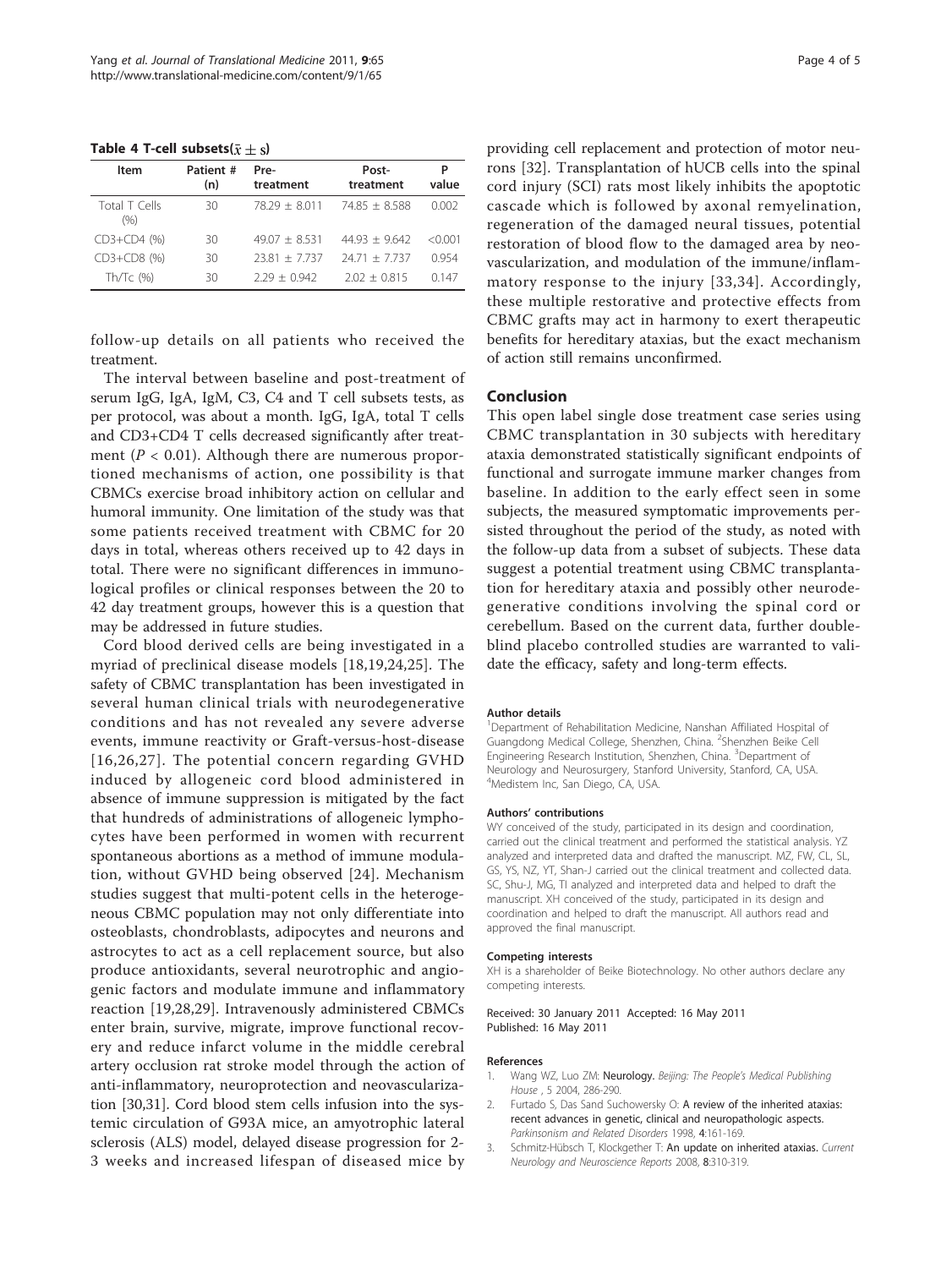**Table 4 T-cell subsets($\bar{x} \pm s$)**

| Item | Patient # (n) | Pre-treatment | Post-treatment | P value |
|---|---|---|---|---|
| Total T Cells (%) | 30 | 78.29 ± 8.011 | 74.85 ± 8.588 | 0.002 |
| CD3+CD4 (%) | 30 | 49.07 ± 8.531 | 44.93 ± 9.642 | <0.001 |
| CD3+CD8 (%) | 30 | 23.81 ± 7.737 | 24.71 ± 7.737 | 0.954 |
| Th/Tc (%) | 30 | 2.29 ± 0.942 | 2.02 ± 0.815 | 0.147 |

follow-up details on all patients who received the treatment.

The interval between baseline and post-treatment of serum IgG, IgA, IgM, C3, C4 and T cell subsets tests, as per protocol, was about a month. IgG, IgA, total T cells and CD3+CD4 T cells decreased significantly after treatment ($P < 0.01$). Although there are numerous proportioned mechanisms of action, one possibility is that CBMCs exercise broad inhibitory action on cellular and humoral immunity. One limitation of the study was that some patients received treatment with CBMC for 20 days in total, whereas others received up to 42 days in total. There were no significant differences in immunological profiles or clinical responses between the 20 to 42 day treatment groups, however this is a question that may be addressed in future studies.

Cord blood derived cells are being investigated in a myriad of preclinical disease models [18,19,24,25]. The safety of CBMC transplantation has been investigated in several human clinical trials with neurodegenerative conditions and has not revealed any severe adverse events, immune reactivity or Graft-versus-host-disease [16,26,27]. The potential concern regarding GVHD induced by allogeneic cord blood administered in absence of immune suppression is mitigated by the fact that hundreds of administrations of allogeneic lymphocytes have been performed in women with recurrent spontaneous abortions as a method of immune modulation, without GVHD being observed [24]. Mechanism studies suggest that multi-potent cells in the heterogeneous CBMC population may not only differentiate into osteoblasts, chondroblasts, adipocytes and neurons and astrocytes to act as a cell replacement source, but also produce antioxidants, several neurotrophic and angiogenic factors and modulate immune and inflammatory reaction [19,28,29]. Intravenously administered CBMCs enter brain, survive, migrate, improve functional recovery and reduce infarct volume in the middle cerebral artery occlusion rat stroke model through the action of anti-inflammatory, neuroprotection and neovascularization [30,31]. Cord blood stem cells infusion into the systemic circulation of G93A mice, an amyotrophic lateral sclerosis (ALS) model, delayed disease progression for 2-3 weeks and increased lifespan of diseased mice by providing cell replacement and protection of motor neurons [32]. Transplantation of hUCB cells into the spinal cord injury (SCI) rats most likely inhibits the apoptotic cascade which is followed by axonal remyelination, regeneration of the damaged neural tissues, potential restoration of blood flow to the damaged area by neovascularization, and modulation of the immune/inflammatory response to the injury [33,34]. Accordingly, these multiple restorative and protective effects from CBMC grafts may act in harmony to exert therapeutic benefits for hereditary ataxias, but the exact mechanism of action still remains unconfirmed.

## Conclusion

This open label single dose treatment case series using CBMC transplantation in 30 subjects with hereditary ataxia demonstrated statistically significant endpoints of functional and surrogate immune marker changes from baseline. In addition to the early effect seen in some subjects, the measured symptomatic improvements persisted throughout the period of the study, as noted with the follow-up data from a subset of subjects. These data suggest a potential treatment using CBMC transplantation for hereditary ataxia and possibly other neurodegenerative conditions involving the spinal cord or cerebellum. Based on the current data, further double-blind placebo controlled studies are warranted to validate the efficacy, safety and long-term effects.

#### Author details

[1]Department of Rehabilitation Medicine, Nanshan Affiliated Hospital of Guangdong Medical College, Shenzhen, China. [2]Shenzhen Beike Cell Engineering Research Institution, Shenzhen, China. [3]Department of Neurology and Neurosurgery, Stanford University, Stanford, CA, USA. [4]Medistem Inc, San Diego, CA, USA.

#### Authors' contributions

WY conceived of the study, participated in its design and coordination, carried out the clinical treatment and performed the statistical analysis. YZ analyzed and interpreted data and drafted the manuscript. MZ, FW, CL, SL, GS, YS, NZ, YT, Shan-J carried out the clinical treatment and collected data. SC, Shu-J, MG, TI analyzed and interpreted data and helped to draft the manuscript. XH conceived of the study, participated in its design and coordination and helped to draft the manuscript. All authors read and approved the final manuscript.

#### Competing interests

XH is a shareholder of Beike Biotechnology. No other authors declare any competing interests.

Received: 30 January 2011 Accepted: 16 May 2011
Published: 16 May 2011

#### References

1. Wang WZ, Luo ZM: **Neurology.** *Beijing: The People's Medical Publishing House* , 5 2004, 286-290.
2. Furtado S, Das Sand Suchowersky O: **A review of the inherited ataxias: recent advances in genetic, clinical and neuropathologic aspects.** *Parkinsonism and Related Disorders* 1998, **4**:161-169.
3. Schmitz-Hübsch T, Klockgether T: **An update on inherited ataxias.** *Current Neurology and Neuroscience Reports* 2008, **8**:310-319.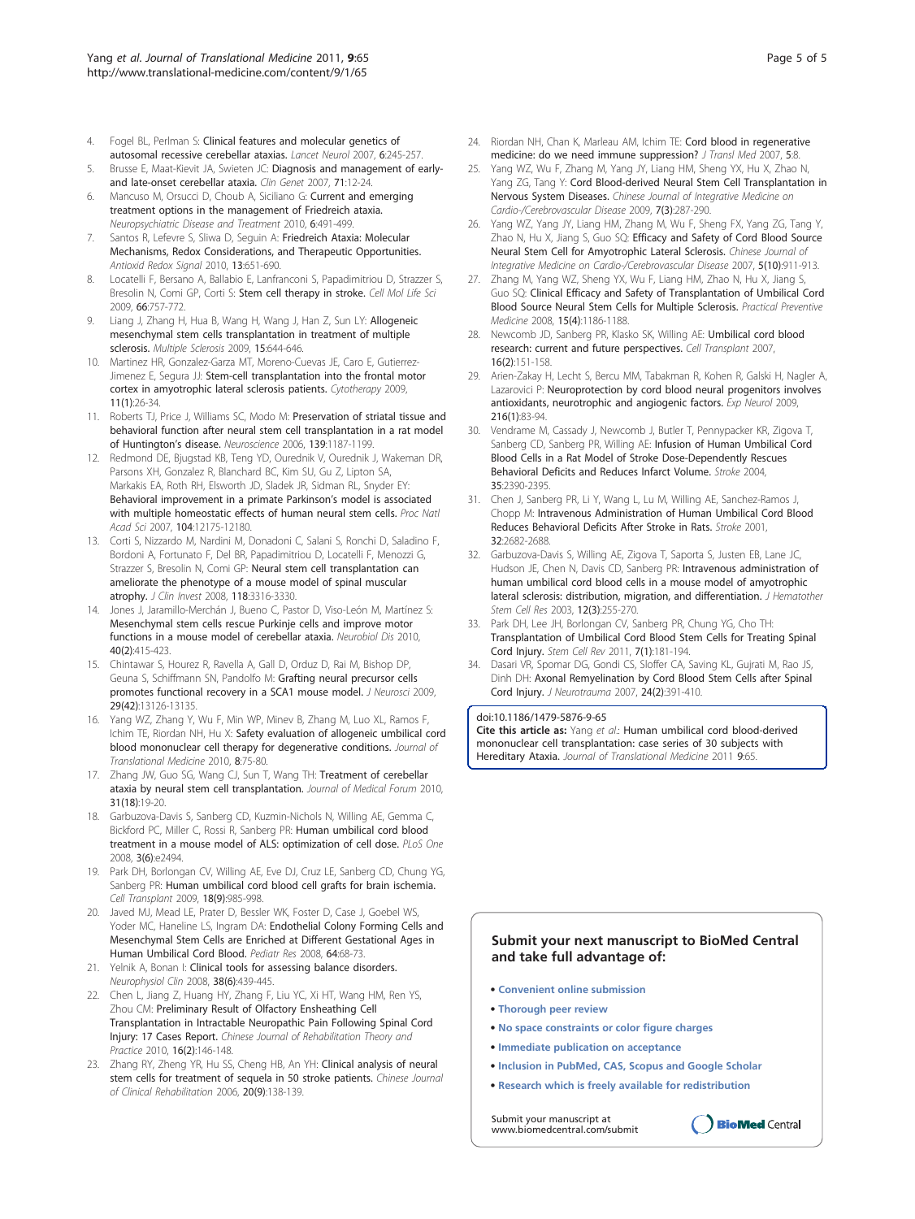4. Fogel BL, Perlman S: Clinical features and molecular genetics of autosomal recessive cerebellar ataxias. *Lancet Neurol* 2007, 6:245-257.
5. Brusse E, Maat-Kievit JA, Swieten JC: Diagnosis and management of early- and late-onset cerebellar ataxia. *Clin Genet* 2007, 71:12-24.
6. Mancuso M, Orsucci D, Choub A, Siciliano G: Current and emerging treatment options in the management of Friedreich ataxia. *Neuropsychiatric Disease and Treatment* 2010, 6:491-499.
7. Santos R, Lefevre S, Sliwa D, Seguin A: Friedreich Ataxia: Molecular Mechanisms, Redox Considerations, and Therapeutic Opportunities. *Antioxid Redox Signal* 2010, 13:651-690.
8. Locatelli F, Bersano A, Ballabio E, Lanfranconi S, Papadimitriou D, Strazzer S, Bresolin N, Comi GP, Corti S: Stem cell therapy in stroke. *Cell Mol Life Sci* 2009, 66:757-772.
9. Liang J, Zhang H, Hua B, Wang H, Wang J, Han Z, Sun LY: Allogeneic mesenchymal stem cells transplantation in treatment of multiple sclerosis. *Multiple Sclerosis* 2009, 15:644-646.
10. Martinez HR, Gonzalez-Garza MT, Moreno-Cuevas JE, Caro E, Gutierrez-Jimenez E, Segura JJ: Stem-cell transplantation into the frontal motor cortex in amyotrophic lateral sclerosis patients. *Cytotherapy* 2009, 11(1):26-34.
11. Roberts TJ, Price J, Williams SC, Modo M: Preservation of striatal tissue and behavioral function after neural stem cell transplantation in a rat model of Huntington's disease. *Neuroscience* 2006, 139:1187-1199.
12. Redmond DE, Bjugstad KB, Teng YD, Ourednik V, Ourednik J, Wakeman DR, Parsons XH, Gonzalez R, Blanchard BC, Kim SU, Gu Z, Lipton SA, Markakis EA, Roth RH, Elsworth JD, Sladek JR, Sidman RL, Snyder EY: Behavioral improvement in a primate Parkinson's model is associated with multiple homeostatic effects of human neural stem cells. *Proc Natl Acad Sci* 2007, 104:12175-12180.
13. Corti S, Nizzardo M, Nardini M, Donadoni C, Salani S, Ronchi D, Saladino F, Bordoni A, Fortunato F, Del BR, Papadimitriou D, Locatelli F, Menozzi G, Strazzer S, Bresolin N, Comi GP: Neural stem cell transplantation can ameliorate the phenotype of a mouse model of spinal muscular atrophy. *J Clin Invest* 2008, 118:3316-3330.
14. Jones J, Jaramillo-Merchán J, Bueno C, Pastor D, Viso-León M, Martínez S: Mesenchymal stem cells rescue Purkinje cells and improve motor functions in a mouse model of cerebellar ataxia. *Neurobiol Dis* 2010, 40(2):415-423.
15. Chintawar S, Hourez R, Ravella A, Gall D, Orduz D, Rai M, Bishop DP, Geuna S, Schiffmann SN, Pandolfo M: Grafting neural precursor cells promotes functional recovery in a SCA1 mouse model. *J Neurosci* 2009, 29(42):13126-13135.
16. Yang WZ, Zhang Y, Wu F, Min WP, Minev B, Zhang M, Luo XL, Ramos F, Ichim TE, Riordan NH, Hu X: Safety evaluation of allogeneic umbilical cord blood mononuclear cell therapy for degenerative conditions. *Journal of Translational Medicine* 2010, 8:75-80.
17. Zhang JW, Guo SG, Wang CJ, Sun T, Wang TH: Treatment of cerebellar ataxia by neural stem cell transplantation. *Journal of Medical Forum* 2010, 31(18):19-20.
18. Garbuzova-Davis S, Sanberg CD, Kuzmin-Nichols N, Willing AE, Gemma C, Bickford PC, Miller C, Rossi R, Sanberg PR: Human umbilical cord blood treatment in a mouse model of ALS: optimization of cell dose. *PLoS One* 2008, 3(6):e2494.
19. Park DH, Borlongan CV, Willing AE, Eve DJ, Cruz LE, Sanberg CD, Chung YG, Sanberg PR: Human umbilical cord blood cell grafts for brain ischemia. *Cell Transplant* 2009, 18(9):985-998.
20. Javed MJ, Mead LE, Prater D, Bessler WK, Foster D, Case J, Goebel WS, Yoder MC, Haneline LS, Ingram DA: Endothelial Colony Forming Cells and Mesenchymal Stem Cells are Enriched at Different Gestational Ages in Human Umbilical Cord Blood. *Pediatr Res* 2008, 64:68-73.
21. Yelnik A, Bonan I: Clinical tools for assessing balance disorders. *Neurophysiol Clin* 2008, 38(6):439-445.
22. Chen L, Jiang Z, Huang HY, Zhang F, Liu YC, Xi HT, Wang HM, Ren YS, Zhou CM: Preliminary Result of Olfactory Ensheathing Cell Transplantation in Intractable Neuropathic Pain Following Spinal Cord Injury: 17 Cases Report. *Chinese Journal of Rehabilitation Theory and Practice* 2010, 16(2):146-148.
23. Zhang RY, Zheng YR, Hu SS, Cheng HB, An YH: Clinical analysis of neural stem cells for treatment of sequela in 50 stroke patients. *Chinese Journal of Clinical Rehabilitation* 2006, 20(9):138-139.
24. Riordan NH, Chan K, Marleau AM, Ichim TE: Cord blood in regenerative medicine: do we need immune suppression? *J Transl Med* 2007, 5:8.
25. Yang WZ, Wu F, Zhang M, Yang JY, Liang HM, Sheng YX, Hu X, Zhao N, Yang ZG, Tang Y: Cord Blood-derived Neural Stem Cell Transplantation in Nervous System Diseases. *Chinese Journal of Integrative Medicine on Cardio-/Cerebrovascular Disease* 2009, 7(3):287-290.
26. Yang WZ, Yang JY, Liang HM, Zhang M, Wu F, Sheng FX, Yang ZG, Tang Y, Zhao N, Hu X, Jiang S, Guo SQ: Efficacy and Safety of Cord Blood Source Neural Stem Cell for Amyotrophic Lateral Sclerosis. *Chinese Journal of Integrative Medicine on Cardio-/Cerebrovascular Disease* 2007, 5(10):911-913.
27. Zhang M, Yang WZ, Sheng YX, Wu F, Liang HM, Zhao N, Hu X, Jiang S, Guo SQ: Clinical Efficacy and Safety of Transplantation of Umbilical Cord Blood Source Neural Stem Cells for Multiple Sclerosis. *Practical Preventive Medicine* 2008, 15(4):1186-1188.
28. Newcomb JD, Sanberg PR, Klasko SK, Willing AE: Umbilical cord blood research: current and future perspectives. *Cell Transplant* 2007, 16(2):151-158.
29. Arien-Zakay H, Lecht S, Bercu MM, Tabakman R, Kohen R, Galski H, Nagler A, Lazarovici P: Neuroprotection by cord blood neural progenitors involves antioxidants, neurotrophic and angiogenic factors. *Exp Neurol* 2009, 216(1):83-94.
30. Vendrame M, Cassady J, Newcomb J, Butler T, Pennypacker KR, Zigova T, Sanberg CD, Sanberg PR, Willing AE: Infusion of Human Umbilical Cord Blood Cells in a Rat Model of Stroke Dose-Dependently Rescues Behavioral Deficits and Reduces Infarct Volume. *Stroke* 2004, 35:2390-2395.
31. Chen J, Sanberg PR, Li Y, Wang L, Lu M, Willing AE, Sanchez-Ramos J, Chopp M: Intravenous Administration of Human Umbilical Cord Blood Reduces Behavioral Deficits After Stroke in Rats. *Stroke* 2001, 32:2682-2688.
32. Garbuzova-Davis S, Willing AE, Zigova T, Saporta S, Justen EB, Lane JC, Hudson JE, Chen N, Davis CD, Sanberg PR: Intravenous administration of human umbilical cord blood cells in a mouse model of amyotrophic lateral sclerosis: distribution, migration, and differentiation. *J Hematother Stem Cell Res* 2003, 12(3):255-270.
33. Park DH, Lee JH, Borlongan CV, Sanberg PR, Chung YG, Cho TH: Transplantation of Umbilical Cord Blood Stem Cells for Treating Spinal Cord Injury. *Stem Cell Rev* 2011, 7(1):181-194.
34. Dasari VR, Spomar DG, Gondi CS, Sloffer CA, Saving KL, Gujrati M, Rao JS, Dinh DH: Axonal Remyelination by Cord Blood Stem Cells after Spinal Cord Injury. *J Neurotrauma* 2007, 24(2):391-410.

doi:10.1186/1479-5876-9-65

**Cite this article as:** Yang *et al.*: Human umbilical cord blood-derived mononuclear cell transplantation: case series of 30 subjects with Hereditary Ataxia. *Journal of Translational Medicine* 2011 9:65.

**Submit your next manuscript to BioMed Central and take full advantage of:**

- Convenient online submission
- Thorough peer review
- No space constraints or color figure charges
- Immediate publication on acceptance
- Inclusion in PubMed, CAS, Scopus and Google Scholar
- Research which is freely available for redistribution

Submit your manuscript at www.biomedcentral.com/submit

BioMed Central